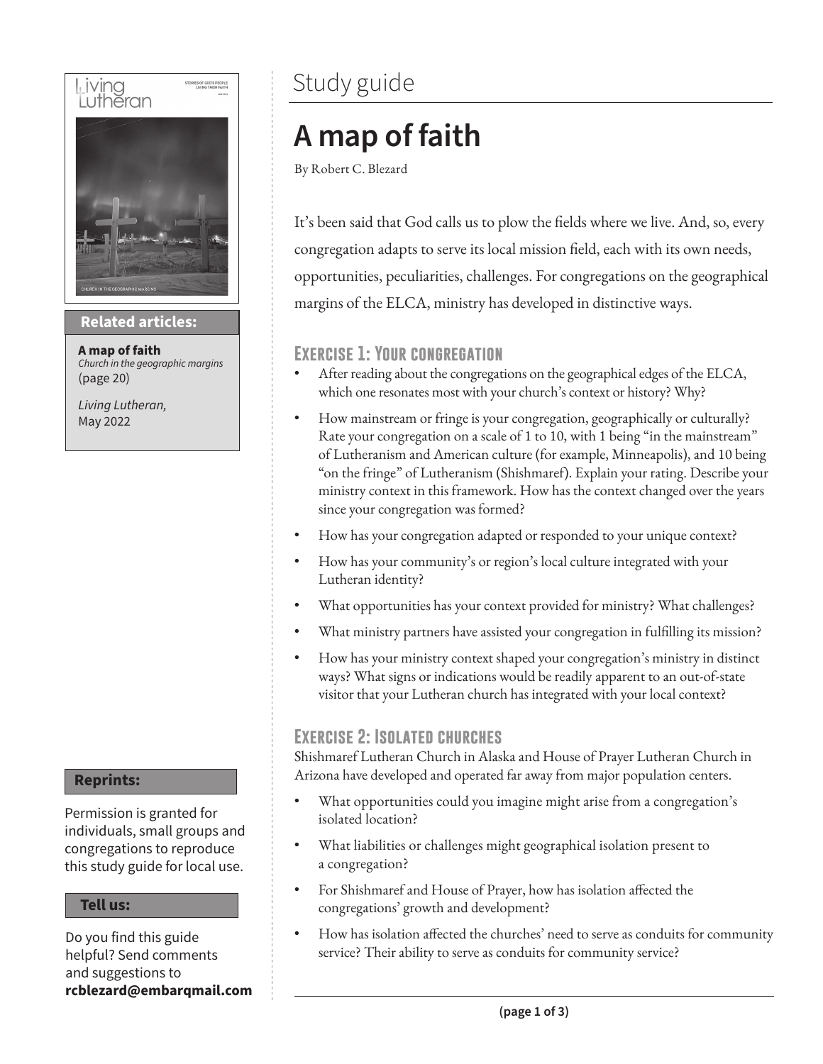# Study guide

# A map of faith

By Robert C. Blezard

It's been said that God calls us to plow the fields where we live. And, so, every congregation adapts to serve its local mission field, each with its own needs, opportunities, peculiarities, challenges. For congregations on the geographical margins of the ELCA, ministry has developed in distinctive ways.

## Exercise 1: Your congregation

- After reading about the congregations on the geographical edges of the ELCA, which one resonates most with your church's context or history? Why?
- How mainstream or fringe is your congregation, geographically or culturally? Rate your congregation on a scale of 1 to 10, with 1 being "in the mainstream" of Lutheranism and American culture (for example, Minneapolis), and 10 being "on the fringe" of Lutheranism (Shishmaref). Explain your rating. Describe your ministry context in this framework. How has the context changed over the years since your congregation was formed?
- How has your congregation adapted or responded to your unique context?
- How has your community's or region's local culture integrated with your Lutheran identity?
- What opportunities has your context provided for ministry? What challenges?
- What ministry partners have assisted your congregation in fulfilling its mission?
- How has your ministry context shaped your congregation's ministry in distinct ways? What signs or indications would be readily apparent to an out-of-state visitor that your Lutheran church has integrated with your local context?

## Exercise 2: Isolated churches

Shishmaref Lutheran Church in Alaska and House of Prayer Lutheran Church in Arizona have developed and operated far away from major population centers.

- What opportunities could you imagine might arise from a congregation's isolated location?
- What liabilities or challenges might geographical isolation present to a congregation?
- For Shishmaref and House of Prayer, how has isolation affected the congregations' growth and development?
- How has isolation affected the churches' need to serve as conduits for community service? Their ability to serve as conduits for community service?

**Related articles:**

**A map of faith**
*Church in the geographic margins*
(page 20)

*Living Lutheran,*
May 2022

**Reprints:**

Permission is granted for individuals, small groups and congregations to reproduce this study guide for local use.

**Tell us:**

Do you find this guide helpful? Send comments and suggestions to **rcblezard@embarqmail.com**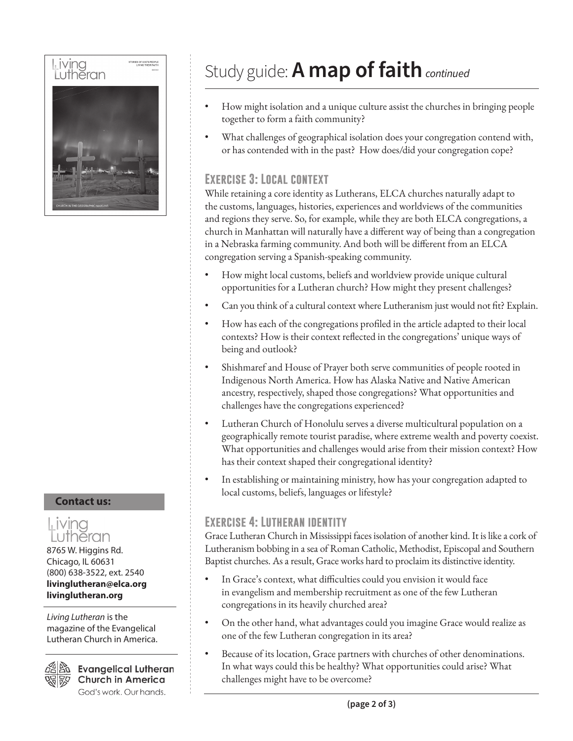# Study guide: **A map of faith** *continued*

- How might isolation and a unique culture assist the churches in bringing people together to form a faith community?
- What challenges of geographical isolation does your congregation contend with, or has contended with in the past? How does/did your congregation cope?

## Exercise 3: Local context

While retaining a core identity as Lutherans, ELCA churches naturally adapt to the customs, languages, histories, experiences and worldviews of the communities and regions they serve. So, for example, while they are both ELCA congregations, a church in Manhattan will naturally have a different way of being than a congregation in a Nebraska farming community. And both will be different from an ELCA congregation serving a Spanish-speaking community.

- How might local customs, beliefs and worldview provide unique cultural opportunities for a Lutheran church? How might they present challenges?
- Can you think of a cultural context where Lutheranism just would not fit? Explain.
- How has each of the congregations profiled in the article adapted to their local contexts? How is their context reflected in the congregations' unique ways of being and outlook?
- Shishmaref and House of Prayer both serve communities of people rooted in Indigenous North America. How has Alaska Native and Native American ancestry, respectively, shaped those congregations? What opportunities and challenges have the congregations experienced?
- Lutheran Church of Honolulu serves a diverse multicultural population on a geographically remote tourist paradise, where extreme wealth and poverty coexist. What opportunities and challenges would arise from their mission context? How has their context shaped their congregational identity?
- In establishing or maintaining ministry, how has your congregation adapted to local customs, beliefs, languages or lifestyle?

## Exercise 4: Lutheran identity

Grace Lutheran Church in Mississippi faces isolation of another kind. It is like a cork of Lutheranism bobbing in a sea of Roman Catholic, Methodist, Episcopal and Southern Baptist churches. As a result, Grace works hard to proclaim its distinctive identity.

- In Grace's context, what difficulties could you envision it would face in evangelism and membership recruitment as one of the few Lutheran congregations in its heavily churched area?
- On the other hand, what advantages could you imagine Grace would realize as one of the few Lutheran congregation in its area?
- Because of its location, Grace partners with churches of other denominations. In what ways could this be healthy? What opportunities could arise? What challenges might have to be overcome?

**Contact us:**

Living Lutheran
8765 W. Higgins Rd.
Chicago, IL 60631
(800) 638-3522, ext. 2540
**livinglutheran@elca.org**
**livinglutheran.org**

*Living Lutheran* is the magazine of the Evangelical Lutheran Church in America.

Evangelical Lutheran Church in America
God's work. Our hands.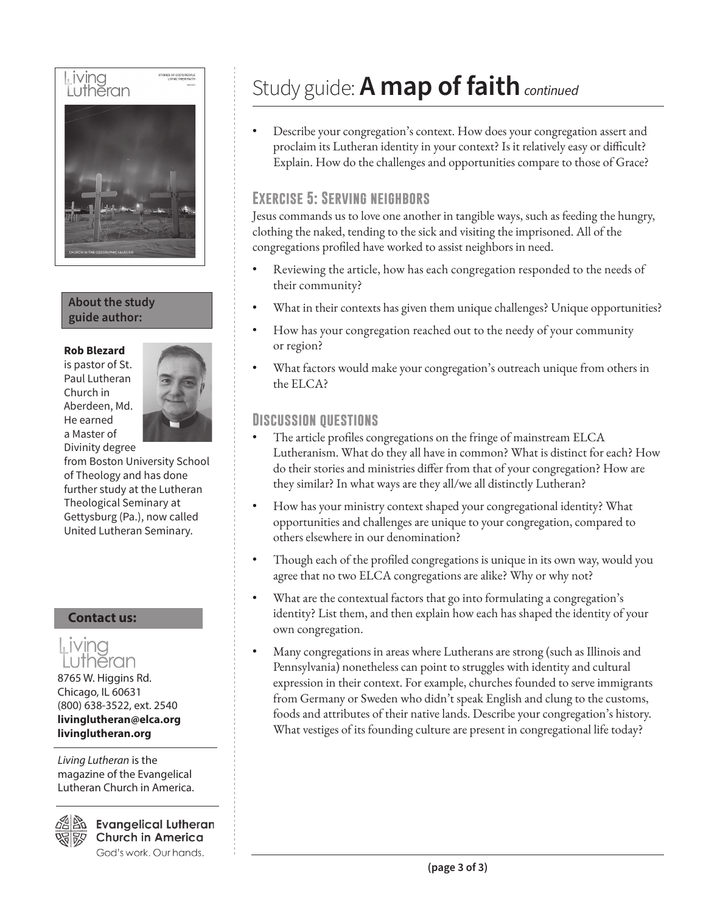# Study guide: **A map of faith** *continued*

- Describe your congregation's context. How does your congregation assert and proclaim its Lutheran identity in your context? Is it relatively easy or difficult? Explain. How do the challenges and opportunities compare to those of Grace?

## Exercise 5: Serving neighbors

Jesus commands us to love one another in tangible ways, such as feeding the hungry, clothing the naked, tending to the sick and visiting the imprisoned. All of the congregations profiled have worked to assist neighbors in need.

- Reviewing the article, how has each congregation responded to the needs of their community?
- What in their contexts has given them unique challenges? Unique opportunities?
- How has your congregation reached out to the needy of your community or region?
- What factors would make your congregation's outreach unique from others in the ELCA?

## Discussion questions

- The article profiles congregations on the fringe of mainstream ELCA Lutheranism. What do they all have in common? What is distinct for each? How do their stories and ministries differ from that of your congregation? How are they similar? In what ways are they all/we all distinctly Lutheran?
- How has your ministry context shaped your congregational identity? What opportunities and challenges are unique to your congregation, compared to others elsewhere in our denomination?
- Though each of the profiled congregations is unique in its own way, would you agree that no two ELCA congregations are alike? Why or why not?
- What are the contextual factors that go into formulating a congregation's identity? List them, and then explain how each has shaped the identity of your own congregation.
- Many congregations in areas where Lutherans are strong (such as Illinois and Pennsylvania) nonetheless can point to struggles with identity and cultural expression in their context. For example, churches founded to serve immigrants from Germany or Sweden who didn't speak English and clung to the customs, foods and attributes of their native lands. Describe your congregation's history. What vestiges of its founding culture are present in congregational life today?

---

**About the study guide author:**

**Rob Blezard** is pastor of St. Paul Lutheran Church in Aberdeen, Md. He earned a Master of Divinity degree from Boston University School of Theology and has done further study at the Lutheran Theological Seminary at Gettysburg (Pa.), now called United Lutheran Seminary.

**Contact us:**

Living Lutheran
8765 W. Higgins Rd.
Chicago, IL 60631
(800) 638-3522, ext. 2540
**livinglutheran@elca.org**
**livinglutheran.org**

*Living Lutheran* is the magazine of the Evangelical Lutheran Church in America.

Evangelical Lutheran Church in America
God's work. Our hands.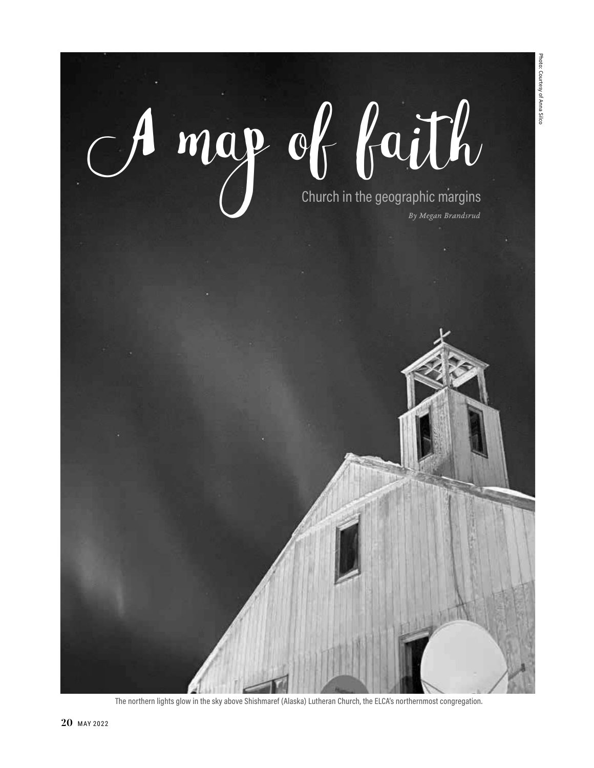# A map of faith

## Church in the geographic margins

*By Megan Brandsrud*

Photo: Courtesy of Anna Silco

The northern lights glow in the sky above Shishmaref (Alaska) Lutheran Church, the ELCA's northernmost congregation.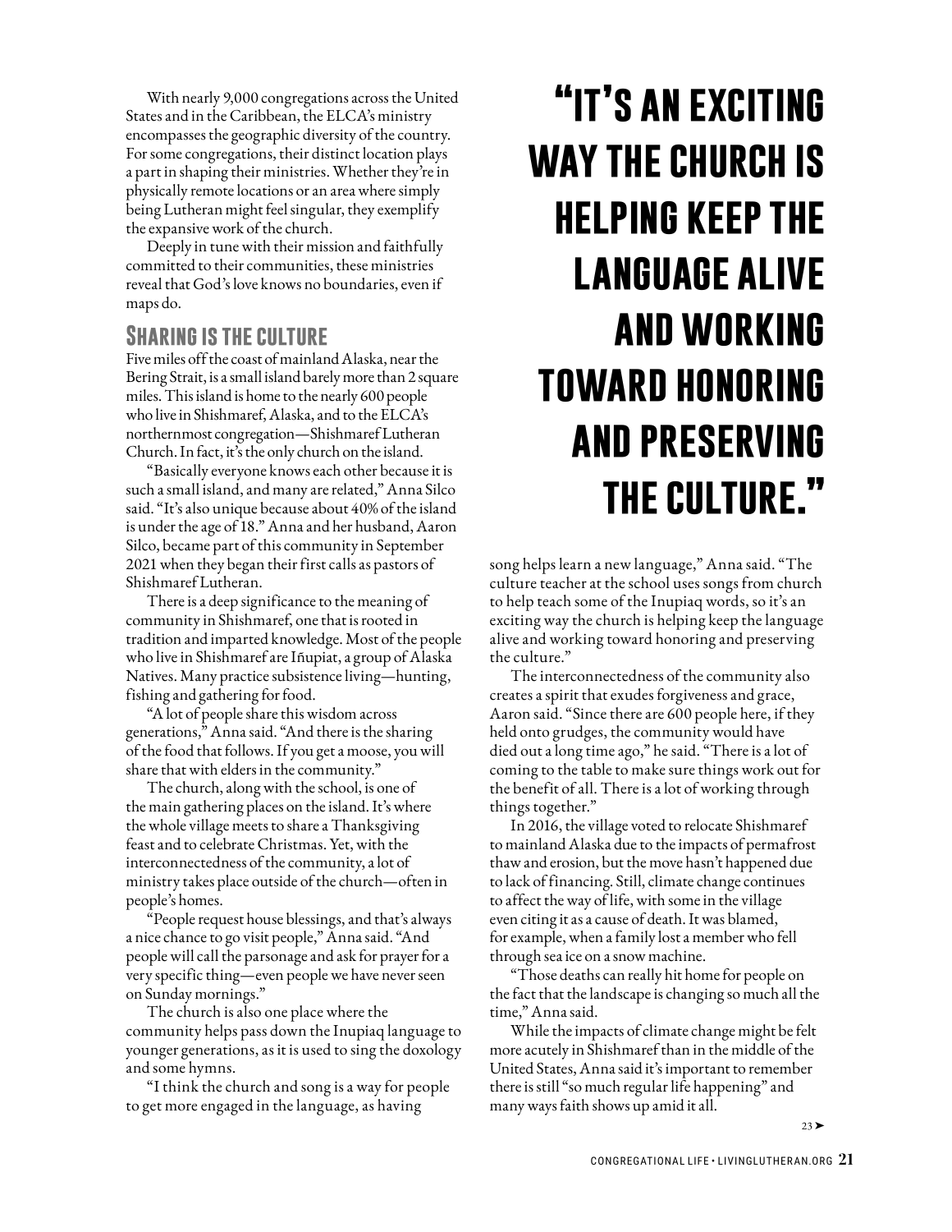With nearly 9,000 congregations across the United States and in the Caribbean, the ELCA's ministry encompasses the geographic diversity of the country. For some congregations, their distinct location plays a part in shaping their ministries. Whether they're in physically remote locations or an area where simply being Lutheran might feel singular, they exemplify the expansive work of the church.

Deeply in tune with their mission and faithfully committed to their communities, these ministries reveal that God's love knows no boundaries, even if maps do.

## Sharing is the culture

Five miles off the coast of mainland Alaska, near the Bering Strait, is a small island barely more than 2 square miles. This island is home to the nearly 600 people who live in Shishmaref, Alaska, and to the ELCA's northernmost congregation—Shishmaref Lutheran Church. In fact, it's the only church on the island.

"Basically everyone knows each other because it is such a small island, and many are related," Anna Silco said. "It's also unique because about 40% of the island is under the age of 18." Anna and her husband, Aaron Silco, became part of this community in September 2021 when they began their first calls as pastors of Shishmaref Lutheran.

There is a deep significance to the meaning of community in Shishmaref, one that is rooted in tradition and imparted knowledge. Most of the people who live in Shishmaref are Iñupiat, a group of Alaska Natives. Many practice subsistence living—hunting, fishing and gathering for food.

"A lot of people share this wisdom across generations," Anna said. "And there is the sharing of the food that follows. If you get a moose, you will share that with elders in the community."

The church, along with the school, is one of the main gathering places on the island. It's where the whole village meets to share a Thanksgiving feast and to celebrate Christmas. Yet, with the interconnectedness of the community, a lot of ministry takes place outside of the church—often in people's homes.

"People request house blessings, and that's always a nice chance to go visit people," Anna said. "And people will call the parsonage and ask for prayer for a very specific thing—even people we have never seen on Sunday mornings."

The church is also one place where the community helps pass down the Inupiaq language to younger generations, as it is used to sing the doxology and some hymns.

"I think the church and song is a way for people to get more engaged in the language, as having song helps learn a new language," Anna said. "The culture teacher at the school uses songs from church to help teach some of the Inupiaq words, so it's an exciting way the church is helping keep the language alive and working toward honoring and preserving the culture."

> **"It's an exciting way the church is helping keep the language alive and working toward honoring and preserving the culture."**

The interconnectedness of the community also creates a spirit that exudes forgiveness and grace, Aaron said. "Since there are 600 people here, if they held onto grudges, the community would have died out a long time ago," he said. "There is a lot of coming to the table to make sure things work out for the benefit of all. There is a lot of working through things together."

In 2016, the village voted to relocate Shishmaref to mainland Alaska due to the impacts of permafrost thaw and erosion, but the move hasn't happened due to lack of financing. Still, climate change continues to affect the way of life, with some in the village even citing it as a cause of death. It was blamed, for example, when a family lost a member who fell through sea ice on a snow machine.

"Those deaths can really hit home for people on the fact that the landscape is changing so much all the time," Anna said.

While the impacts of climate change might be felt more acutely in Shishmaref than in the middle of the United States, Anna said it's important to remember there is still "so much regular life happening" and many ways faith shows up amid it all.

23 ➤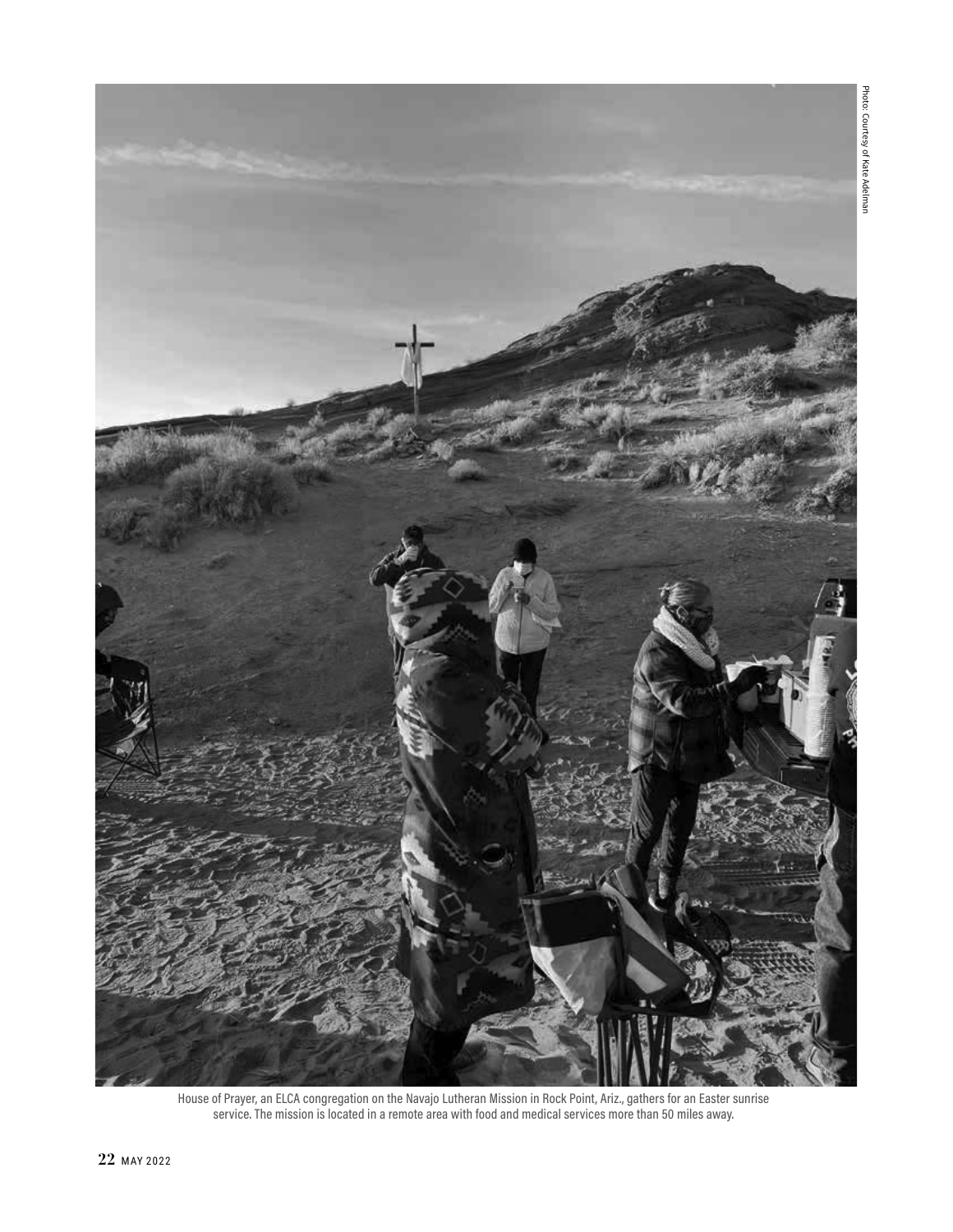Photo: Courtesy of Kate Adelman

House of Prayer, an ELCA congregation on the Navajo Lutheran Mission in Rock Point, Ariz., gathers for an Easter sunrise service. The mission is located in a remote area with food and medical services more than 50 miles away.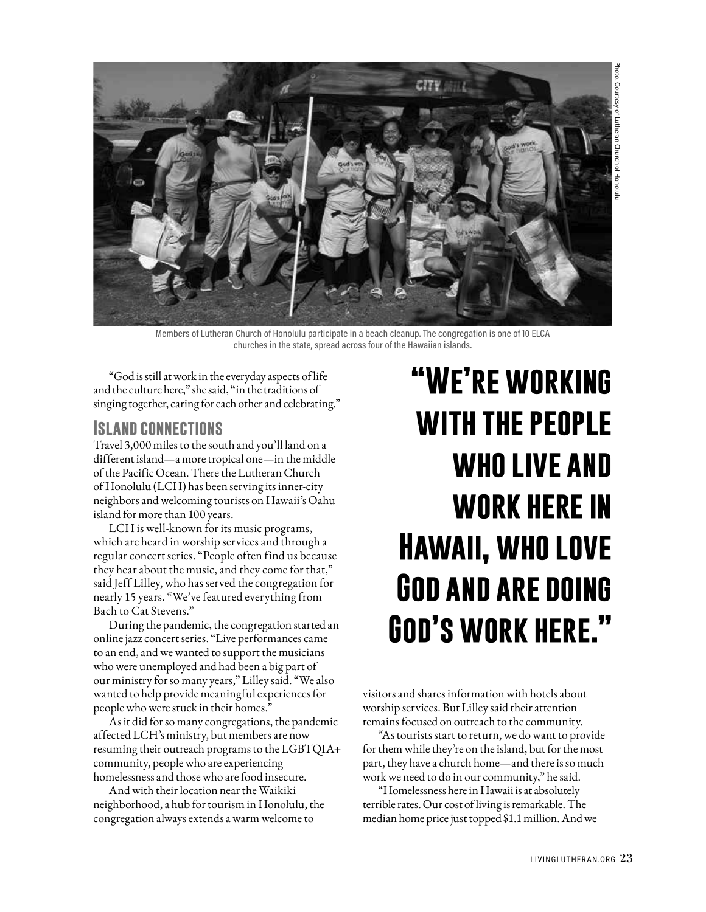Photo: Courtesy of Lutheran Church of Honolulu

Members of Lutheran Church of Honolulu participate in a beach cleanup. The congregation is one of 10 ELCA churches in the state, spread across four of the Hawaiian islands.

"God is still at work in the everyday aspects of life and the culture here," she said, "in the traditions of singing together, caring for each other and celebrating."

## Island connections

Travel 3,000 miles to the south and you'll land on a different island—a more tropical one—in the middle of the Pacific Ocean. There the Lutheran Church of Honolulu (LCH) has been serving its inner-city neighbors and welcoming tourists on Hawaii's Oahu island for more than 100 years.

LCH is well-known for its music programs, which are heard in worship services and through a regular concert series. "People often find us because they hear about the music, and they come for that," said Jeff Lilley, who has served the congregation for nearly 15 years. "We've featured everything from Bach to Cat Stevens."

During the pandemic, the congregation started an online jazz concert series. "Live performances came to an end, and we wanted to support the musicians who were unemployed and had been a big part of our ministry for so many years," Lilley said. "We also wanted to help provide meaningful experiences for people who were stuck in their homes."

As it did for so many congregations, the pandemic affected LCH's ministry, but members are now resuming their outreach programs to the LGBTQIA+ community, people who are experiencing homelessness and those who are food insecure.

And with their location near the Waikiki neighborhood, a hub for tourism in Honolulu, the congregation always extends a warm welcome to visitors and shares information with hotels about worship services. But Lilley said their attention remains focused on outreach to the community.

**"We're working with the people who live and work here in Hawaii, who love God and are doing God's work here."**

"As tourists start to return, we do want to provide for them while they're on the island, but for the most part, they have a church home—and there is so much work we need to do in our community," he said.

"Homelessness here in Hawaii is at absolutely terrible rates. Our cost of living is remarkable. The median home price just topped $1.1 million. And we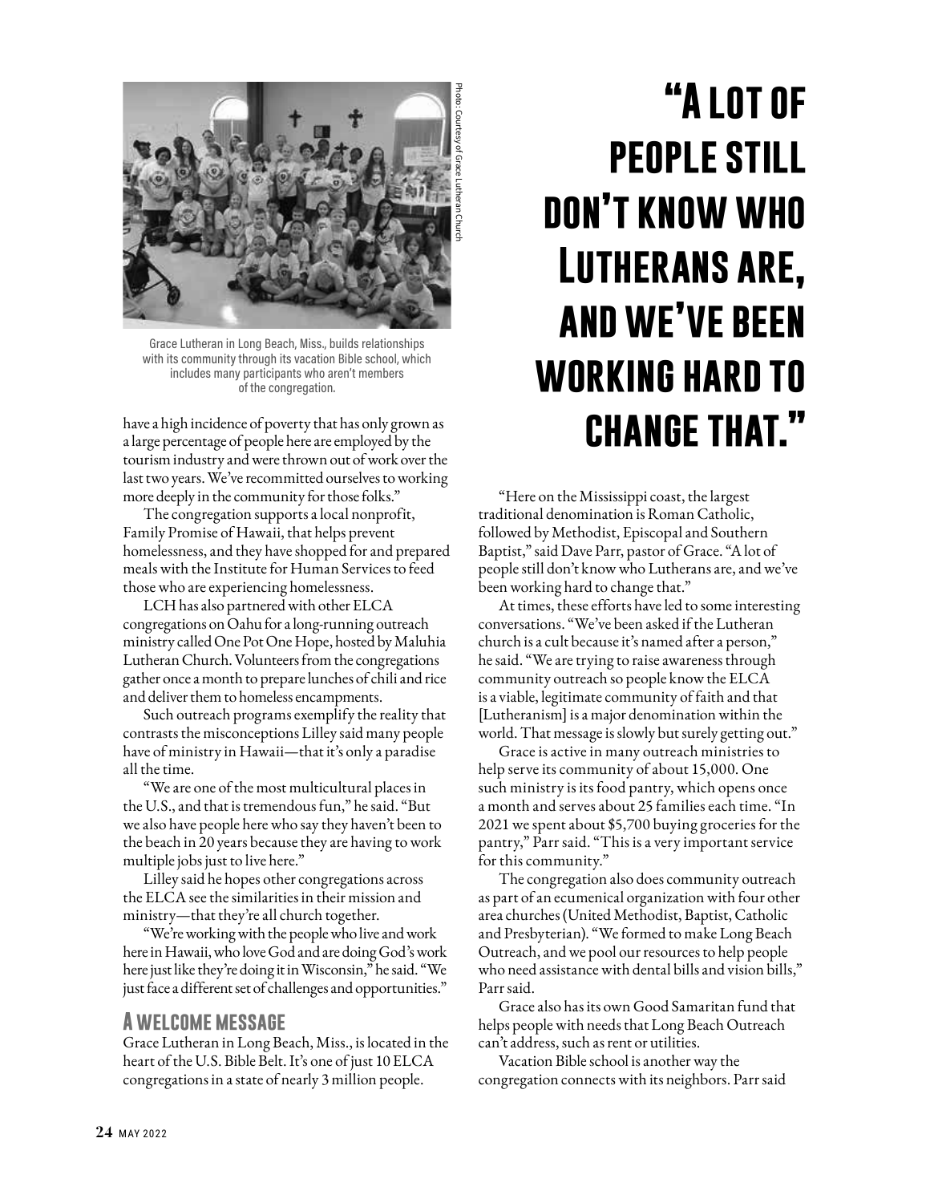Grace Lutheran in Long Beach, Miss., builds relationships with its community through its vacation Bible school, which includes many participants who aren't members of the congregation.

Photo: Courtesy of Grace Lutheran Church

have a high incidence of poverty that has only grown as a large percentage of people here are employed by the tourism industry and were thrown out of work over the last two years. We've recommitted ourselves to working more deeply in the community for those folks."

The congregation supports a local nonprofit, Family Promise of Hawaii, that helps prevent homelessness, and they have shopped for and prepared meals with the Institute for Human Services to feed those who are experiencing homelessness.

LCH has also partnered with other ELCA congregations on Oahu for a long-running outreach ministry called One Pot One Hope, hosted by Maluhia Lutheran Church. Volunteers from the congregations gather once a month to prepare lunches of chili and rice and deliver them to homeless encampments.

Such outreach programs exemplify the reality that contrasts the misconceptions Lilley said many people have of ministry in Hawaii—that it's only a paradise all the time.

"We are one of the most multicultural places in the U.S., and that is tremendous fun," he said. "But we also have people here who say they haven't been to the beach in 20 years because they are having to work multiple jobs just to live here."

Lilley said he hopes other congregations across the ELCA see the similarities in their mission and ministry—that they're all church together.

"We're working with the people who live and work here in Hawaii, who love God and are doing God's work here just like they're doing it in Wisconsin," he said. "We just face a different set of challenges and opportunities."

## A welcome message

Grace Lutheran in Long Beach, Miss., is located in the heart of the U.S. Bible Belt. It's one of just 10 ELCA congregations in a state of nearly 3 million people.

> **"A lot of people still don't know who Lutherans are, and we've been working hard to change that."**

"Here on the Mississippi coast, the largest traditional denomination is Roman Catholic, followed by Methodist, Episcopal and Southern Baptist," said Dave Parr, pastor of Grace. "A lot of people still don't know who Lutherans are, and we've been working hard to change that."

At times, these efforts have led to some interesting conversations. "We've been asked if the Lutheran church is a cult because it's named after a person," he said. "We are trying to raise awareness through community outreach so people know the ELCA is a viable, legitimate community of faith and that [Lutheranism] is a major denomination within the world. That message is slowly but surely getting out."

Grace is active in many outreach ministries to help serve its community of about 15,000. One such ministry is its food pantry, which opens once a month and serves about 25 families each time. "In 2021 we spent about $5,700 buying groceries for the pantry," Parr said. "This is a very important service for this community."

The congregation also does community outreach as part of an ecumenical organization with four other area churches (United Methodist, Baptist, Catholic and Presbyterian). "We formed to make Long Beach Outreach, and we pool our resources to help people who need assistance with dental bills and vision bills," Parr said.

Grace also has its own Good Samaritan fund that helps people with needs that Long Beach Outreach can't address, such as rent or utilities.

Vacation Bible school is another way the congregation connects with its neighbors. Parr said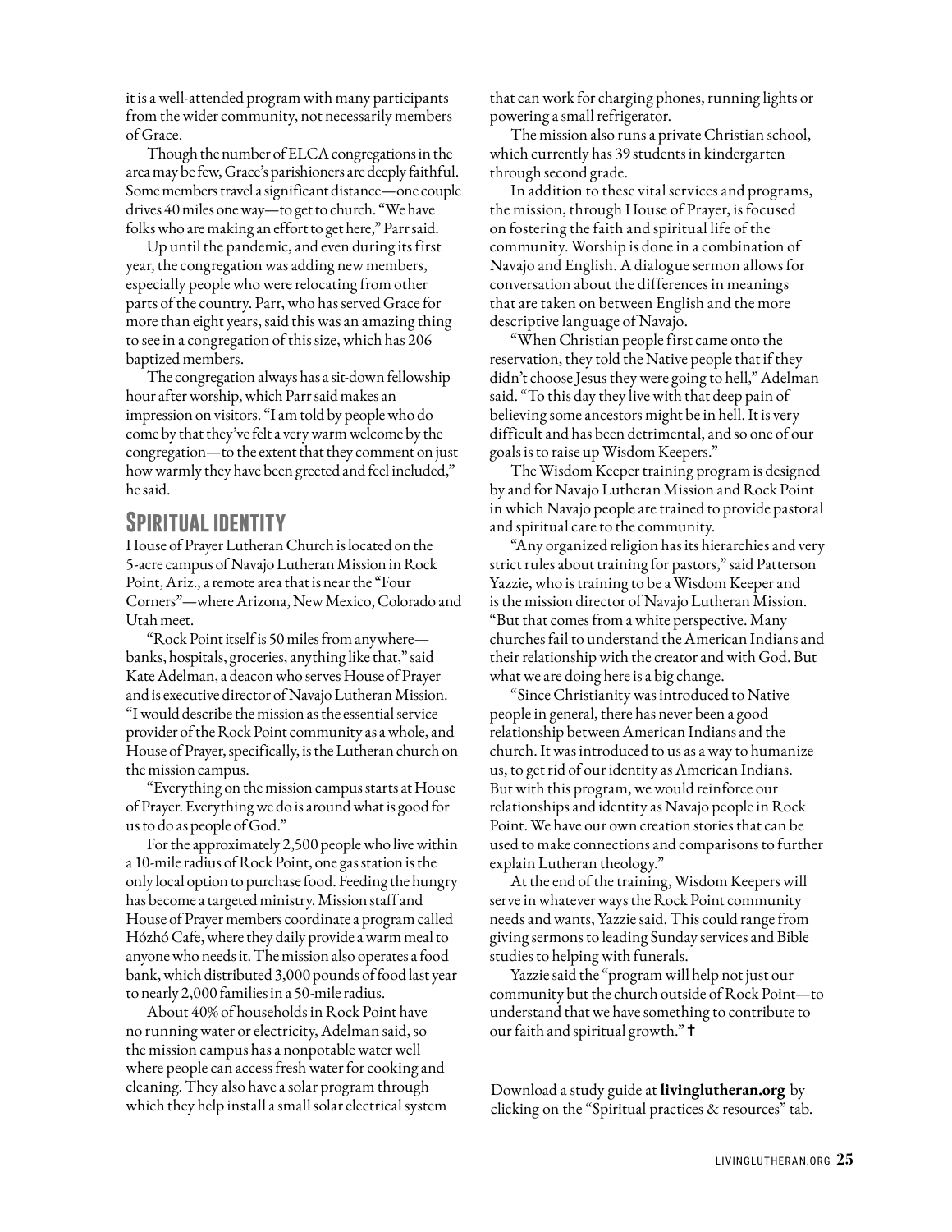it is a well-attended program with many participants from the wider community, not necessarily members of Grace.

Though the number of ELCA congregations in the area may be few, Grace's parishioners are deeply faithful. Some members travel a significant distance—one couple drives 40 miles one way—to get to church. "We have folks who are making an effort to get here," Parr said.

Up until the pandemic, and even during its first year, the congregation was adding new members, especially people who were relocating from other parts of the country. Parr, who has served Grace for more than eight years, said this was an amazing thing to see in a congregation of this size, which has 206 baptized members.

The congregation always has a sit-down fellowship hour after worship, which Parr said makes an impression on visitors. "I am told by people who do come by that they've felt a very warm welcome by the congregation—to the extent that they comment on just how warmly they have been greeted and feel included," he said.

## Spiritual identity

House of Prayer Lutheran Church is located on the 5-acre campus of Navajo Lutheran Mission in Rock Point, Ariz., a remote area that is near the "Four Corners"—where Arizona, New Mexico, Colorado and Utah meet.

"Rock Point itself is 50 miles from anywhere—banks, hospitals, groceries, anything like that," said Kate Adelman, a deacon who serves House of Prayer and is executive director of Navajo Lutheran Mission. "I would describe the mission as the essential service provider of the Rock Point community as a whole, and House of Prayer, specifically, is the Lutheran church on the mission campus.

"Everything on the mission campus starts at House of Prayer. Everything we do is around what is good for us to do as people of God."

For the approximately 2,500 people who live within a 10-mile radius of Rock Point, one gas station is the only local option to purchase food. Feeding the hungry has become a targeted ministry. Mission staff and House of Prayer members coordinate a program called Hózhó Cafe, where they daily provide a warm meal to anyone who needs it. The mission also operates a food bank, which distributed 3,000 pounds of food last year to nearly 2,000 families in a 50-mile radius.

About 40% of households in Rock Point have no running water or electricity, Adelman said, so the mission campus has a nonpotable water well where people can access fresh water for cooking and cleaning. They also have a solar program through which they help install a small solar electrical system that can work for charging phones, running lights or powering a small refrigerator.

The mission also runs a private Christian school, which currently has 39 students in kindergarten through second grade.

In addition to these vital services and programs, the mission, through House of Prayer, is focused on fostering the faith and spiritual life of the community. Worship is done in a combination of Navajo and English. A dialogue sermon allows for conversation about the differences in meanings that are taken on between English and the more descriptive language of Navajo.

"When Christian people first came onto the reservation, they told the Native people that if they didn't choose Jesus they were going to hell," Adelman said. "To this day they live with that deep pain of believing some ancestors might be in hell. It is very difficult and has been detrimental, and so one of our goals is to raise up Wisdom Keepers."

The Wisdom Keeper training program is designed by and for Navajo Lutheran Mission and Rock Point in which Navajo people are trained to provide pastoral and spiritual care to the community.

"Any organized religion has its hierarchies and very strict rules about training for pastors," said Patterson Yazzie, who is training to be a Wisdom Keeper and is the mission director of Navajo Lutheran Mission. "But that comes from a white perspective. Many churches fail to understand the American Indians and their relationship with the creator and with God. But what we are doing here is a big change.

"Since Christianity was introduced to Native people in general, there has never been a good relationship between American Indians and the church. It was introduced to us as a way to humanize us, to get rid of our identity as American Indians. But with this program, we would reinforce our relationships and identity as Navajo people in Rock Point. We have our own creation stories that can be used to make connections and comparisons to further explain Lutheran theology."

At the end of the training, Wisdom Keepers will serve in whatever ways the Rock Point community needs and wants, Yazzie said. This could range from giving sermons to leading Sunday services and Bible studies to helping with funerals.

Yazzie said the "program will help not just our community but the church outside of Rock Point—to understand that we have something to contribute to our faith and spiritual growth." ✝

Download a study guide at **livinglutheran.org** by clicking on the "Spiritual practices & resources" tab.